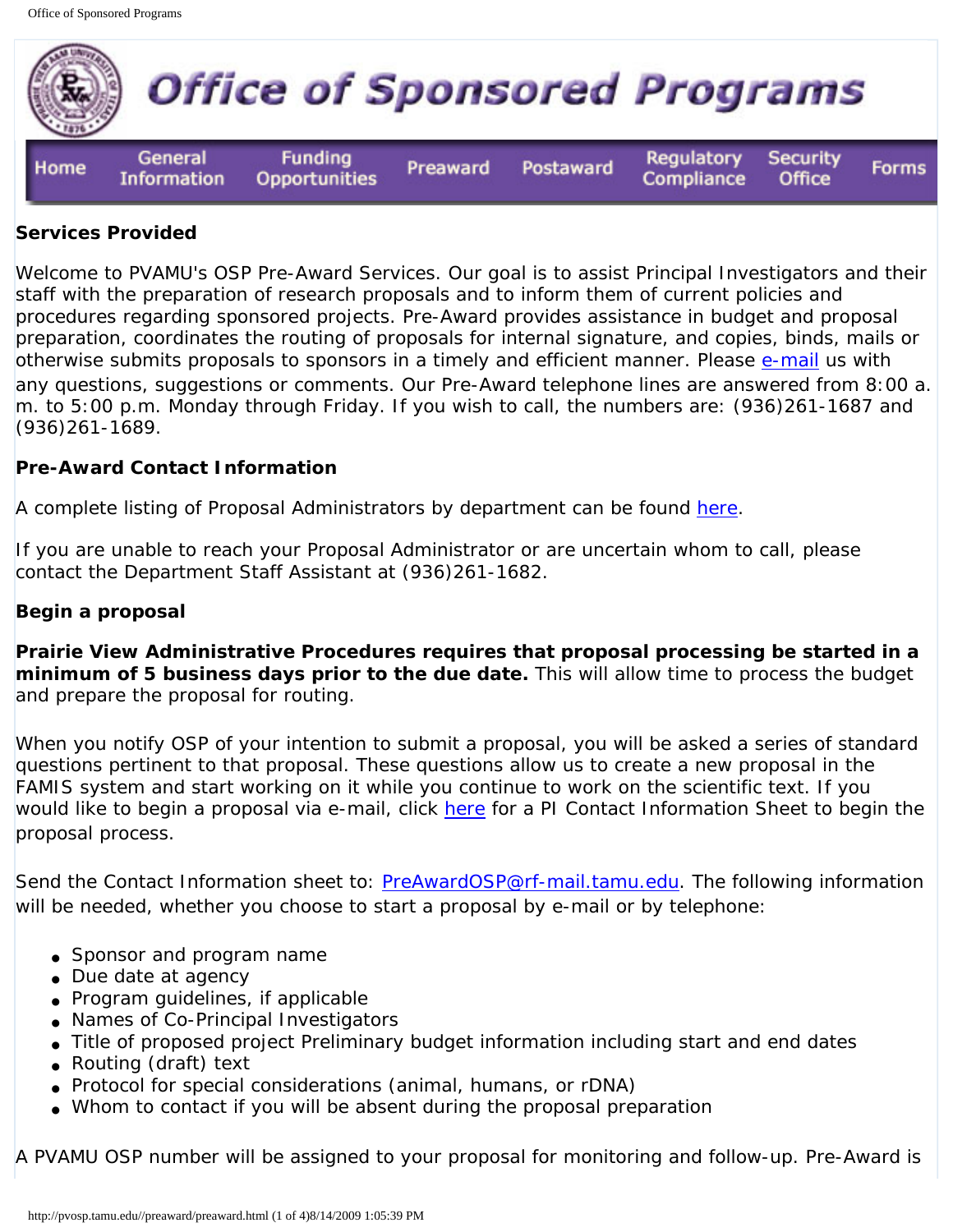# Office of Sponsored Programs

Home | General Information | Funding Opportunities | Preaward | Postaward | Regulatory Compliance | Security Office | Forms

**Services Provided**

Welcome to PVAMU's OSP Pre-Award Services. Our goal is to assist Principal Investigators and their staff with the preparation of research proposals and to inform them of current policies and procedures regarding sponsored projects. Pre-Award provides assistance in budget and proposal preparation, coordinates the routing of proposals for internal signature, and copies, binds, mails or otherwise submits proposals to sponsors in a timely and efficient manner. Please e-mail us with any questions, suggestions or comments. Our Pre-Award telephone lines are answered from 8:00 a.m. to 5:00 p.m. Monday through Friday. If you wish to call, the numbers are: (936)261-1687 and (936)261-1689.

**Pre-Award Contact Information**

A complete listing of Proposal Administrators by department can be found here.

If you are unable to reach your Proposal Administrator or are uncertain whom to call, please contact the Department Staff Assistant at (936)261-1682.

**Begin a proposal**

**Prairie View Administrative Procedures requires that proposal processing be started in a minimum of 5 business days prior to the due date.** This will allow time to process the budget and prepare the proposal for routing.

When you notify OSP of your intention to submit a proposal, you will be asked a series of standard questions pertinent to that proposal. These questions allow us to create a new proposal in the FAMIS system and start working on it while you continue to work on the scientific text. If you would like to begin a proposal via e-mail, click here for a PI Contact Information Sheet to begin the proposal process.

Send the Contact Information sheet to: PreAwardOSP@rf-mail.tamu.edu. The following information will be needed, whether you choose to start a proposal by e-mail or by telephone:

- Sponsor and program name
- Due date at agency
- Program guidelines, if applicable
- Names of Co-Principal Investigators
- Title of proposed project Preliminary budget information including start and end dates
- Routing (draft) text
- Protocol for special considerations (animal, humans, or rDNA)
- Whom to contact if you will be absent during the proposal preparation

A PVAMU OSP number will be assigned to your proposal for monitoring and follow-up. Pre-Award is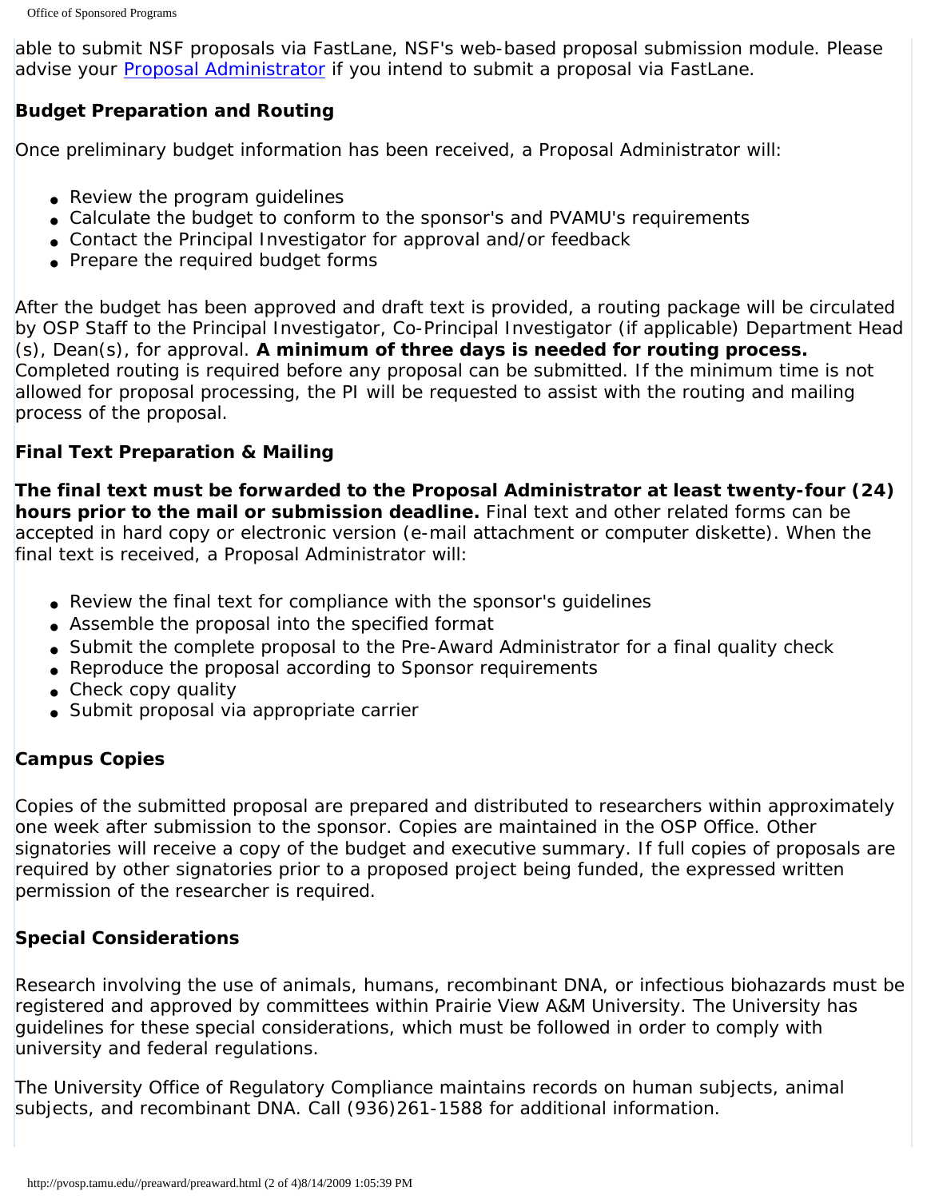able to submit NSF proposals via FastLane, NSF's web-based proposal submission module. Please advise your [Proposal Administrator] if you intend to submit a proposal via FastLane.

**Budget Preparation and Routing**

Once preliminary budget information has been received, a Proposal Administrator will:

- Review the program guidelines
- Calculate the budget to conform to the sponsor's and PVAMU's requirements
- Contact the Principal Investigator for approval and/or feedback
- Prepare the required budget forms

After the budget has been approved and draft text is provided, a routing package will be circulated by OSP Staff to the Principal Investigator, Co-Principal Investigator (if applicable) Department Head (s), Dean(s), for approval. **A minimum of three days is needed for routing process.** Completed routing is required before any proposal can be submitted. If the minimum time is not allowed for proposal processing, the PI will be requested to assist with the routing and mailing process of the proposal.

**Final Text Preparation & Mailing**

**The final text must be forwarded to the Proposal Administrator at least twenty-four (24) hours prior to the mail or submission deadline.** Final text and other related forms can be accepted in hard copy or electronic version (e-mail attachment or computer diskette). When the final text is received, a Proposal Administrator will:

- Review the final text for compliance with the sponsor's guidelines
- Assemble the proposal into the specified format
- Submit the complete proposal to the Pre-Award Administrator for a final quality check
- Reproduce the proposal according to Sponsor requirements
- Check copy quality
- Submit proposal via appropriate carrier

**Campus Copies**

Copies of the submitted proposal are prepared and distributed to researchers within approximately one week after submission to the sponsor. Copies are maintained in the OSP Office. Other signatories will receive a copy of the budget and executive summary. If full copies of proposals are required by other signatories prior to a proposed project being funded, the expressed written permission of the researcher is required.

**Special Considerations**

Research involving the use of animals, humans, recombinant DNA, or infectious biohazards must be registered and approved by committees within Prairie View A&M University. The University has guidelines for these special considerations, which must be followed in order to comply with university and federal regulations.

The University Office of Regulatory Compliance maintains records on human subjects, animal subjects, and recombinant DNA. Call (936)261-1588 for additional information.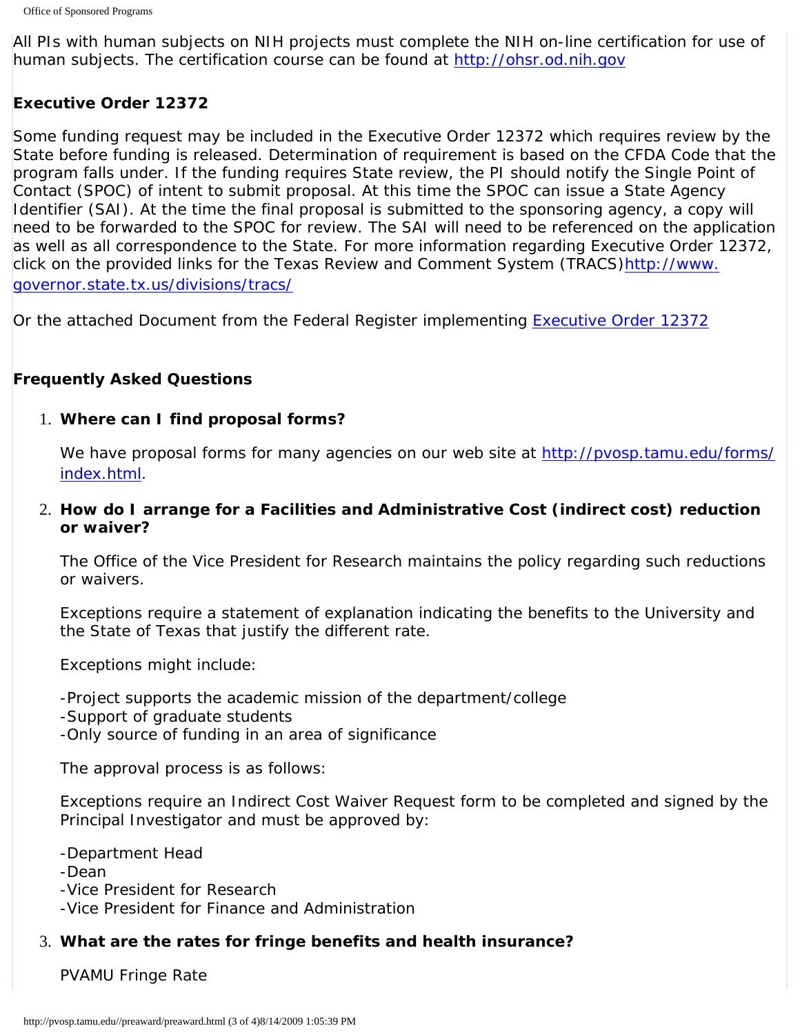All PIs with human subjects on NIH projects must complete the NIH on-line certification for use of human subjects. The certification course can be found at [http://ohsr.od.nih.gov](http://ohsr.od.nih.gov)

**Executive Order 12372**

Some funding request may be included in the Executive Order 12372 which requires review by the State before funding is released. Determination of requirement is based on the CFDA Code that the program falls under. If the funding requires State review, the PI should notify the Single Point of Contact (SPOC) of intent to submit proposal. At this time the SPOC can issue a State Agency Identifier (SAI). At the time the final proposal is submitted to the sponsoring agency, a copy will need to be forwarded to the SPOC for review. The SAI will need to be referenced on the application as well as all correspondence to the State. For more information regarding Executive Order 12372, click on the provided links for the Texas Review and Comment System (TRACS)[http://www.governor.state.tx.us/divisions/tracs/](http://www.governor.state.tx.us/divisions/tracs/)

Or the attached Document from the Federal Register implementing Executive Order 12372

**Frequently Asked Questions**

1. **Where can I find proposal forms?**

   We have proposal forms for many agencies on our web site at [http://pvosp.tamu.edu/forms/index.html](http://pvosp.tamu.edu/forms/index.html).

2. **How do I arrange for a Facilities and Administrative Cost (indirect cost) reduction or waiver?**

   The Office of the Vice President for Research maintains the policy regarding such reductions or waivers.

   Exceptions require a statement of explanation indicating the benefits to the University and the State of Texas that justify the different rate.

   Exceptions might include:

   -Project supports the academic mission of the department/college
   -Support of graduate students
   -Only source of funding in an area of significance

   The approval process is as follows:

   Exceptions require an Indirect Cost Waiver Request form to be completed and signed by the Principal Investigator and must be approved by:

   -Department Head
   -Dean
   -Vice President for Research
   -Vice President for Finance and Administration

3. **What are the rates for fringe benefits and health insurance?**

   PVAMU Fringe Rate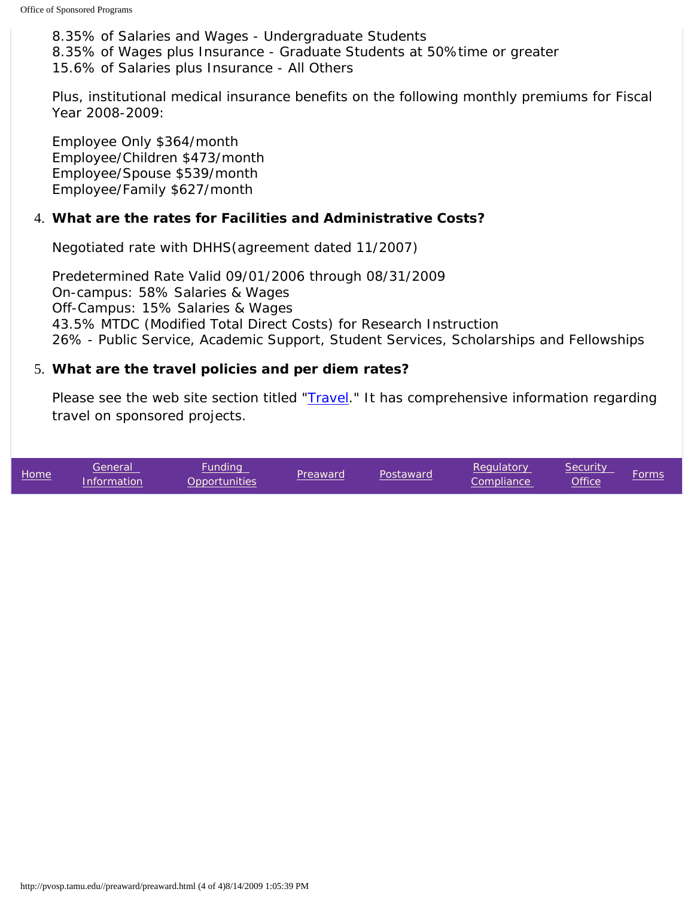8.35% of Salaries and Wages - Undergraduate Students
8.35% of Wages plus Insurance - Graduate Students at 50% time or greater
15.6% of Salaries plus Insurance - All Others

Plus, institutional medical insurance benefits on the following monthly premiums for Fiscal Year 2008-2009:

Employee Only $364/month
Employee/Children $473/month
Employee/Spouse $539/month
Employee/Family $627/month

4. **What are the rates for Facilities and Administrative Costs?**

   Negotiated rate with DHHS(agreement dated 11/2007)

   Predetermined Rate Valid 09/01/2006 through 08/31/2009
   On-campus: 58% Salaries & Wages
   Off-Campus: 15% Salaries & Wages
   43.5% MTDC (Modified Total Direct Costs) for Research Instruction
   26% - Public Service, Academic Support, Student Services, Scholarships and Fellowships

5. **What are the travel policies and per diem rates?**

   Please see the web site section titled "Travel." It has comprehensive information regarding travel on sponsored projects.

| Home | General Information | Funding Opportunities | Preaward | Postaward | Regulatory Compliance | Security Office | Forms |
|---|---|---|---|---|---|---|---|